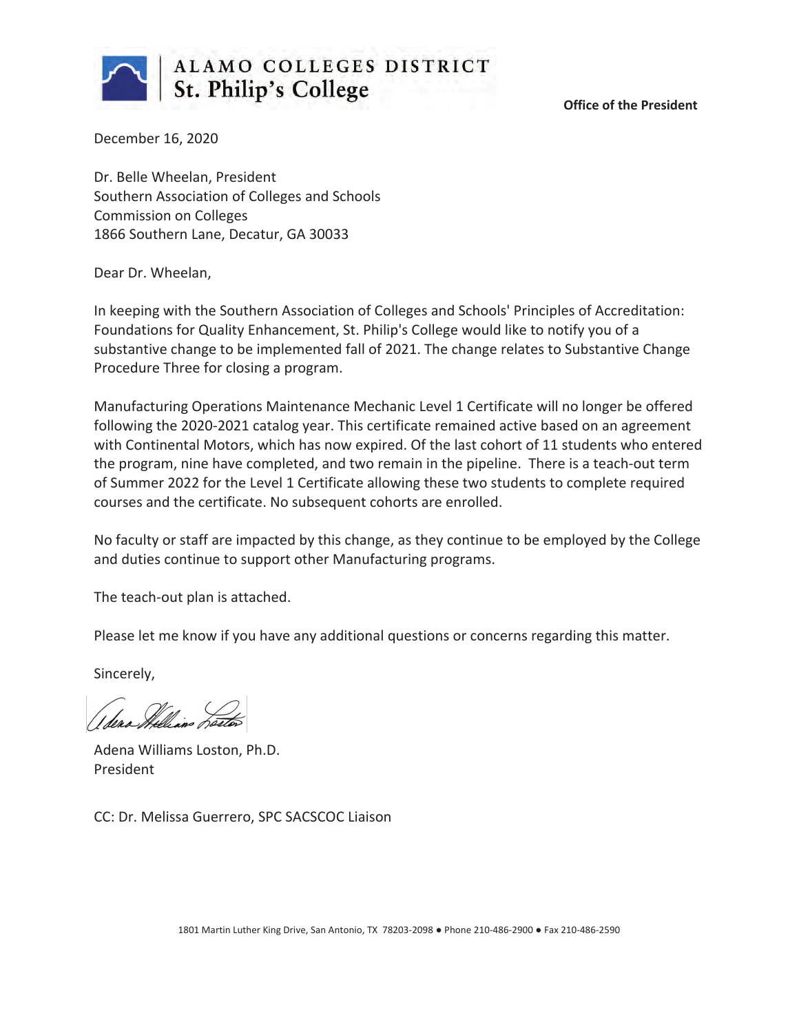ALAMO COLLEGES DISTRICT
St. Philip's College

**Office of the President**

December 16, 2020

Dr. Belle Wheelan, President
Southern Association of Colleges and Schools
Commission on Colleges
1866 Southern Lane, Decatur, GA 30033

Dear Dr. Wheelan,

In keeping with the Southern Association of Colleges and Schools' Principles of Accreditation: Foundations for Quality Enhancement, St. Philip's College would like to notify you of a substantive change to be implemented fall of 2021. The change relates to Substantive Change Procedure Three for closing a program.

Manufacturing Operations Maintenance Mechanic Level 1 Certificate will no longer be offered following the 2020-2021 catalog year. This certificate remained active based on an agreement with Continental Motors, which has now expired. Of the last cohort of 11 students who entered the program, nine have completed, and two remain in the pipeline. There is a teach-out term of Summer 2022 for the Level 1 Certificate allowing these two students to complete required courses and the certificate. No subsequent cohorts are enrolled.

No faculty or staff are impacted by this change, as they continue to be employed by the College and duties continue to support other Manufacturing programs.

The teach-out plan is attached.

Please let me know if you have any additional questions or concerns regarding this matter.

Sincerely,

Adena Williams Loston, Ph.D.
President

CC: Dr. Melissa Guerrero, SPC SACSCOC Liaison

1801 Martin Luther King Drive, San Antonio, TX 78203-2098 ● Phone 210-486-2900 ● Fax 210-486-2590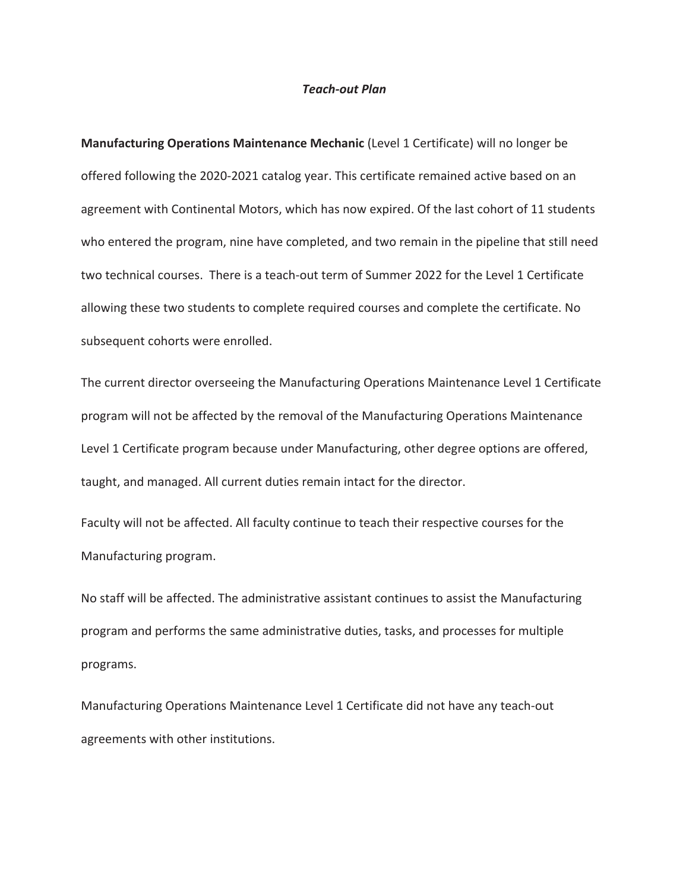*Teach-out Plan*

**Manufacturing Operations Maintenance Mechanic** (Level 1 Certificate) will no longer be offered following the 2020-2021 catalog year. This certificate remained active based on an agreement with Continental Motors, which has now expired. Of the last cohort of 11 students who entered the program, nine have completed, and two remain in the pipeline that still need two technical courses. There is a teach-out term of Summer 2022 for the Level 1 Certificate allowing these two students to complete required courses and complete the certificate. No subsequent cohorts were enrolled.

The current director overseeing the Manufacturing Operations Maintenance Level 1 Certificate program will not be affected by the removal of the Manufacturing Operations Maintenance Level 1 Certificate program because under Manufacturing, other degree options are offered, taught, and managed. All current duties remain intact for the director.

Faculty will not be affected. All faculty continue to teach their respective courses for the Manufacturing program.

No staff will be affected. The administrative assistant continues to assist the Manufacturing program and performs the same administrative duties, tasks, and processes for multiple programs.

Manufacturing Operations Maintenance Level 1 Certificate did not have any teach-out agreements with other institutions.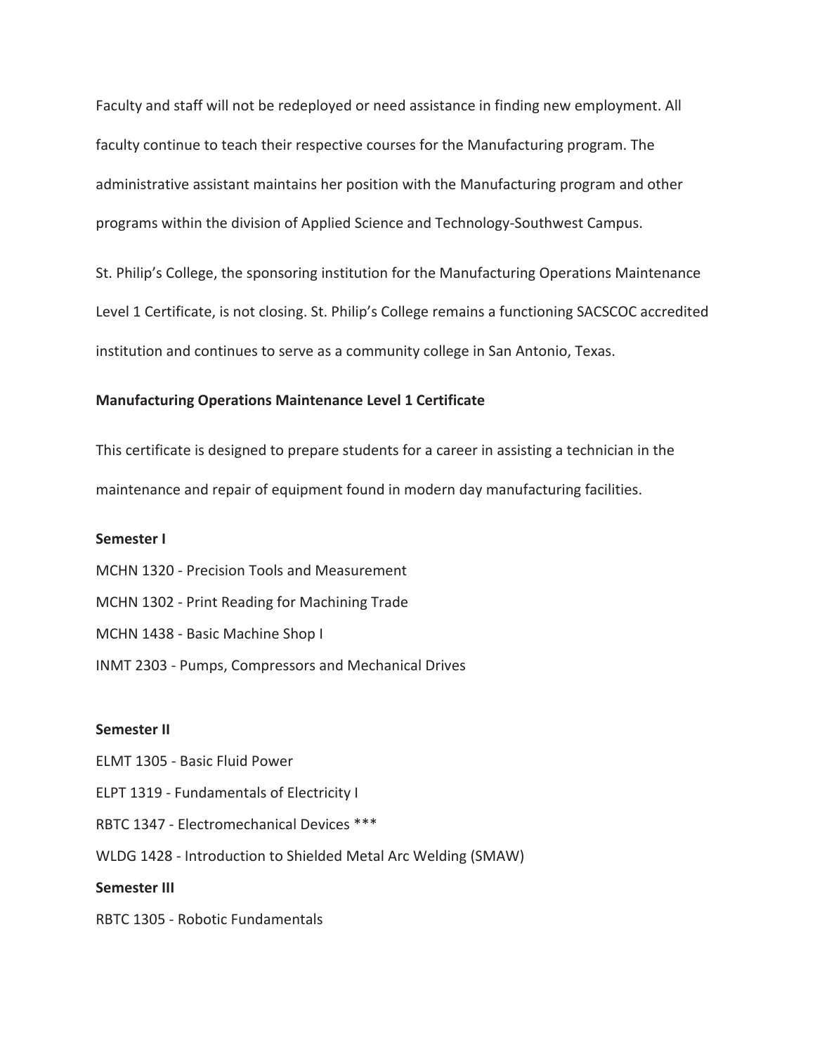Faculty and staff will not be redeployed or need assistance in finding new employment. All faculty continue to teach their respective courses for the Manufacturing program. The administrative assistant maintains her position with the Manufacturing program and other programs within the division of Applied Science and Technology-Southwest Campus.

St. Philip's College, the sponsoring institution for the Manufacturing Operations Maintenance Level 1 Certificate, is not closing. St. Philip's College remains a functioning SACSCOC accredited institution and continues to serve as a community college in San Antonio, Texas.

**Manufacturing Operations Maintenance Level 1 Certificate**

This certificate is designed to prepare students for a career in assisting a technician in the maintenance and repair of equipment found in modern day manufacturing facilities.

**Semester I**

MCHN 1320 - Precision Tools and Measurement
MCHN 1302 - Print Reading for Machining Trade
MCHN 1438 - Basic Machine Shop I
INMT 2303 - Pumps, Compressors and Mechanical Drives

**Semester II**

ELMT 1305 - Basic Fluid Power
ELPT 1319 - Fundamentals of Electricity I
RBTC 1347 - Electromechanical Devices ***
WLDG 1428 - Introduction to Shielded Metal Arc Welding (SMAW)

**Semester III**

RBTC 1305 - Robotic Fundamentals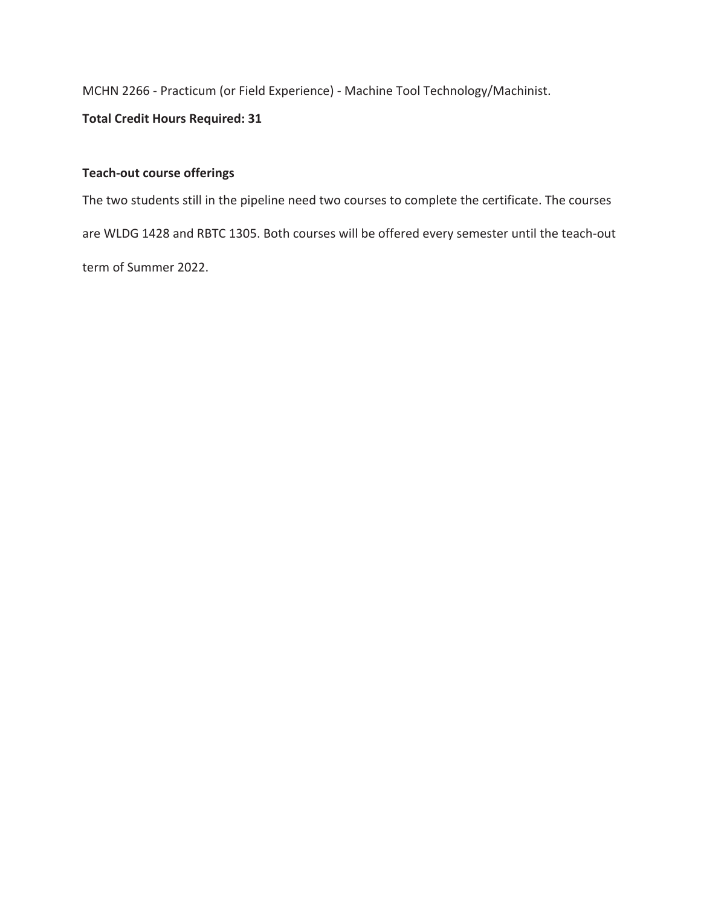MCHN 2266 - Practicum (or Field Experience) - Machine Tool Technology/Machinist.

**Total Credit Hours Required: 31**

**Teach-out course offerings**

The two students still in the pipeline need two courses to complete the certificate. The courses are WLDG 1428 and RBTC 1305. Both courses will be offered every semester until the teach-out term of Summer 2022.